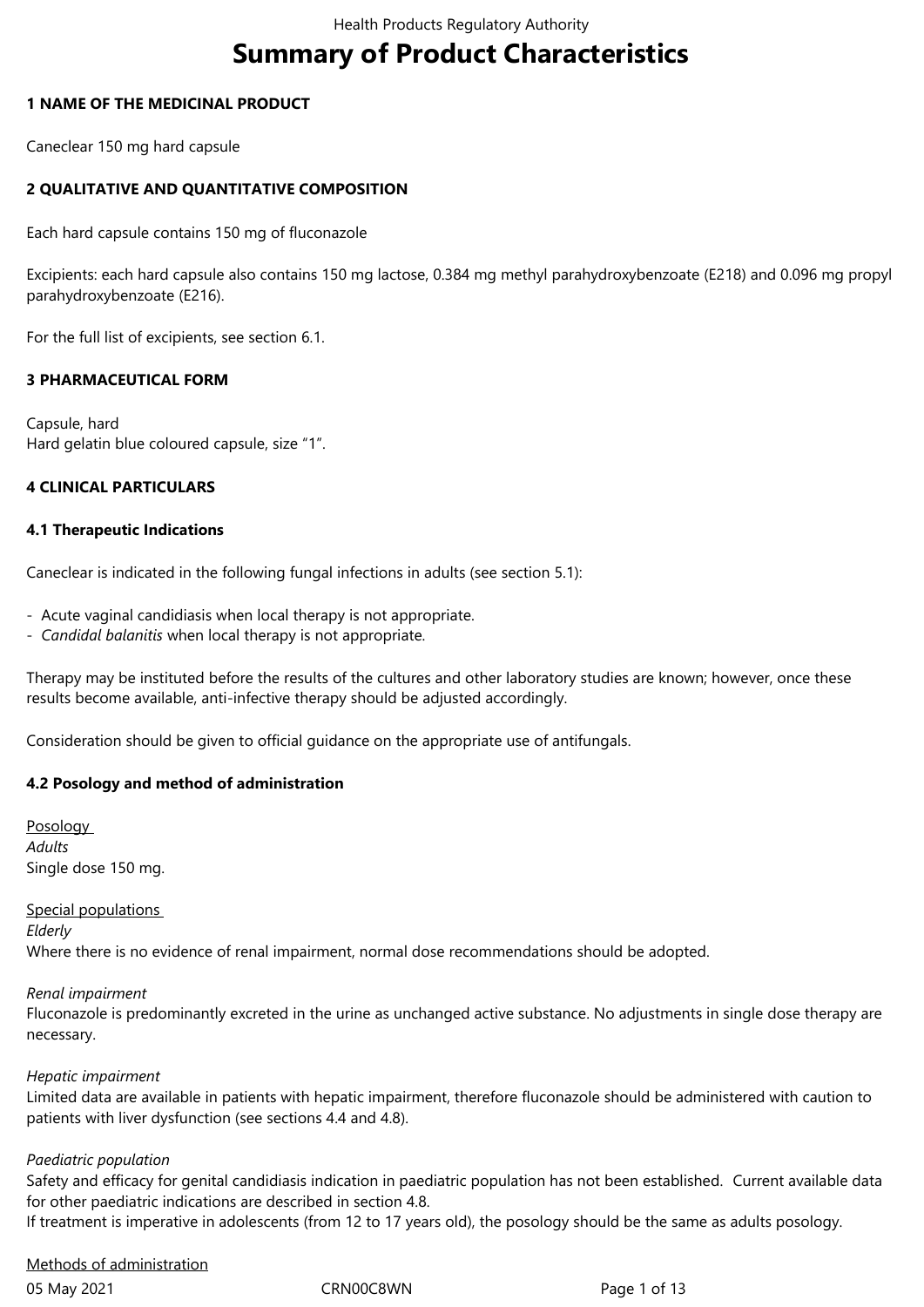# Summary of Product Characteristics

## 1 NAME OF THE MEDICINAL PRODUCT

Caneclear 150 mg hard capsule

## 2 QUALITATIVE AND QUANTITATIVE COMPOSITION

Each hard capsule contains 150 mg of fluconazole

Excipients: each hard capsule also contains 150 mg lactose, 0.384 mg methyl parahydroxybenzoate (E218) and 0.096 mg propyl parahydroxybenzoate (E216).

For the full list of excipients, see section 6.1.

## 3 PHARMACEUTICAL FORM

Capsule, hard
Hard gelatin blue coloured capsule, size "1".

## 4 CLINICAL PARTICULARS

### 4.1 Therapeutic Indications

Caneclear is indicated in the following fungal infections in adults (see section 5.1):

- Acute vaginal candidiasis when local therapy is not appropriate.
- *Candidal balanitis* when local therapy is not appropriate.

Therapy may be instituted before the results of the cultures and other laboratory studies are known; however, once these results become available, anti-infective therapy should be adjusted accordingly.

Consideration should be given to official guidance on the appropriate use of antifungals.

### 4.2 Posology and method of administration

<u>Posology</u>
*Adults*
Single dose 150 mg.

<u>Special populations</u>
*Elderly*
Where there is no evidence of renal impairment, normal dose recommendations should be adopted.

*Renal impairment*
Fluconazole is predominantly excreted in the urine as unchanged active substance. No adjustments in single dose therapy are necessary.

*Hepatic impairment*
Limited data are available in patients with hepatic impairment, therefore fluconazole should be administered with caution to patients with liver dysfunction (see sections 4.4 and 4.8).

*Paediatric population*
Safety and efficacy for genital candidiasis indication in paediatric population has not been established. Current available data for other paediatric indications are described in section 4.8.
If treatment is imperative in adolescents (from 12 to 17 years old), the posology should be the same as adults posology.

<u>Methods of administration</u>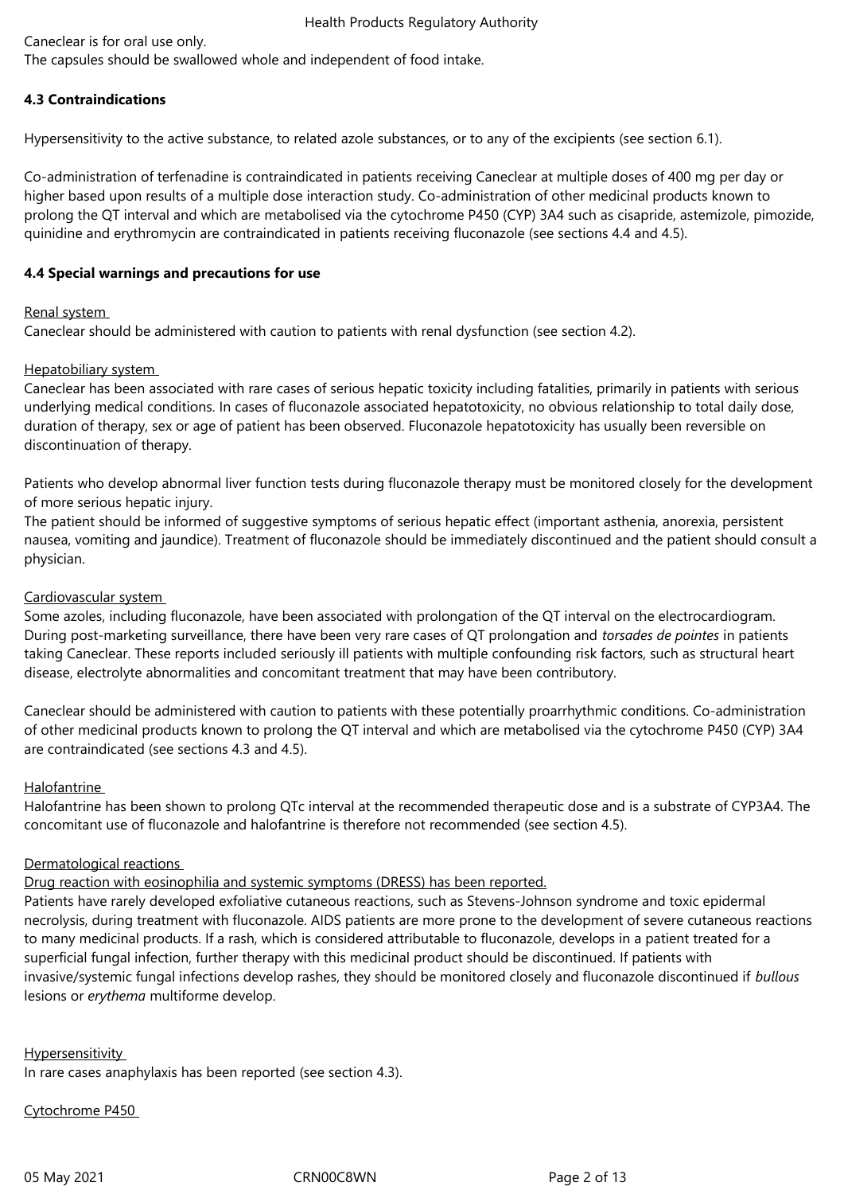Caneclear is for oral use only.
The capsules should be swallowed whole and independent of food intake.

**4.3 Contraindications**

Hypersensitivity to the active substance, to related azole substances, or to any of the excipients (see section 6.1).

Co-administration of terfenadine is contraindicated in patients receiving Caneclear at multiple doses of 400 mg per day or higher based upon results of a multiple dose interaction study. Co-administration of other medicinal products known to prolong the QT interval and which are metabolised via the cytochrome P450 (CYP) 3A4 such as cisapride, astemizole, pimozide, quinidine and erythromycin are contraindicated in patients receiving fluconazole (see sections 4.4 and 4.5).

**4.4 Special warnings and precautions for use**

Renal system
Caneclear should be administered with caution to patients with renal dysfunction (see section 4.2).

Hepatobiliary system
Caneclear has been associated with rare cases of serious hepatic toxicity including fatalities, primarily in patients with serious underlying medical conditions. In cases of fluconazole associated hepatotoxicity, no obvious relationship to total daily dose, duration of therapy, sex or age of patient has been observed. Fluconazole hepatotoxicity has usually been reversible on discontinuation of therapy.

Patients who develop abnormal liver function tests during fluconazole therapy must be monitored closely for the development of more serious hepatic injury.
The patient should be informed of suggestive symptoms of serious hepatic effect (important asthenia, anorexia, persistent nausea, vomiting and jaundice). Treatment of fluconazole should be immediately discontinued and the patient should consult a physician.

Cardiovascular system
Some azoles, including fluconazole, have been associated with prolongation of the QT interval on the electrocardiogram. During post-marketing surveillance, there have been very rare cases of QT prolongation and *torsades de pointes* in patients taking Caneclear. These reports included seriously ill patients with multiple confounding risk factors, such as structural heart disease, electrolyte abnormalities and concomitant treatment that may have been contributory.

Caneclear should be administered with caution to patients with these potentially proarrhythmic conditions. Co-administration of other medicinal products known to prolong the QT interval and which are metabolised via the cytochrome P450 (CYP) 3A4 are contraindicated (see sections 4.3 and 4.5).

Halofantrine
Halofantrine has been shown to prolong QTc interval at the recommended therapeutic dose and is a substrate of CYP3A4. The concomitant use of fluconazole and halofantrine is therefore not recommended (see section 4.5).

Dermatological reactions
Drug reaction with eosinophilia and systemic symptoms (DRESS) has been reported.
Patients have rarely developed exfoliative cutaneous reactions, such as Stevens-Johnson syndrome and toxic epidermal necrolysis, during treatment with fluconazole. AIDS patients are more prone to the development of severe cutaneous reactions to many medicinal products. If a rash, which is considered attributable to fluconazole, develops in a patient treated for a superficial fungal infection, further therapy with this medicinal product should be discontinued. If patients with invasive/systemic fungal infections develop rashes, they should be monitored closely and fluconazole discontinued if *bullous* lesions or *erythema* multiforme develop.

Hypersensitivity
In rare cases anaphylaxis has been reported (see section 4.3).

Cytochrome P450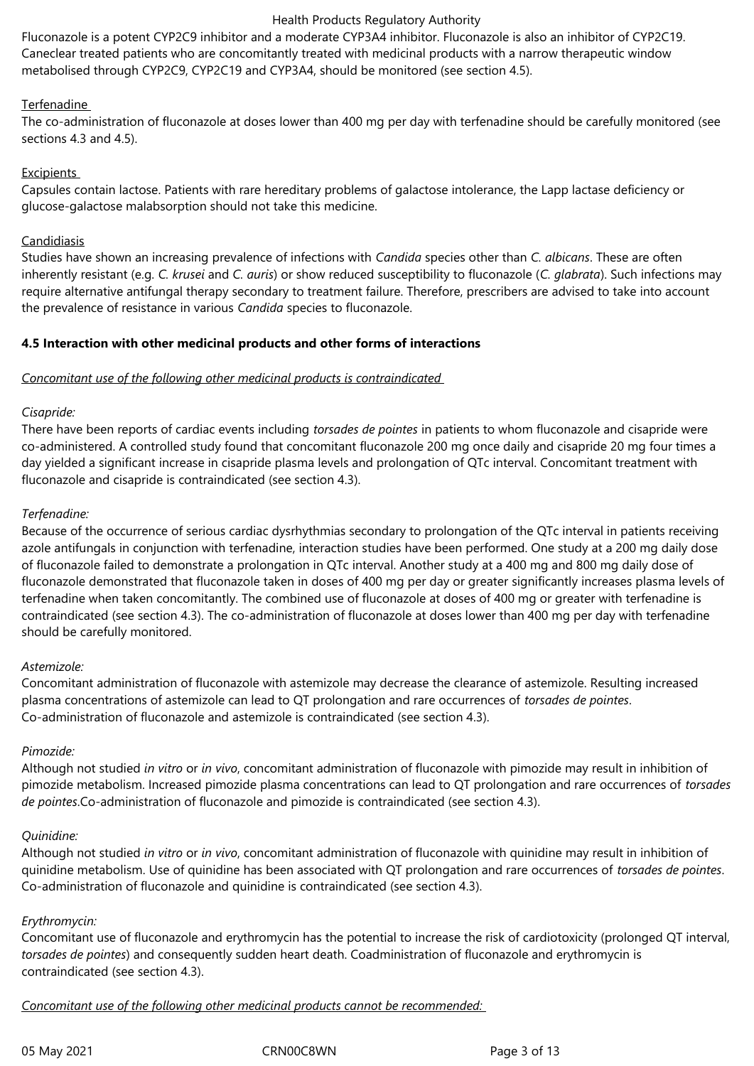Fluconazole is a potent CYP2C9 inhibitor and a moderate CYP3A4 inhibitor. Fluconazole is also an inhibitor of CYP2C19. Caneclear treated patients who are concomitantly treated with medicinal products with a narrow therapeutic window metabolised through CYP2C9, CYP2C19 and CYP3A4, should be monitored (see section 4.5).

Terfenadine

The co-administration of fluconazole at doses lower than 400 mg per day with terfenadine should be carefully monitored (see sections 4.3 and 4.5).

Excipients

Capsules contain lactose. Patients with rare hereditary problems of galactose intolerance, the Lapp lactase deficiency or glucose-galactose malabsorption should not take this medicine.

Candidiasis

Studies have shown an increasing prevalence of infections with *Candida* species other than *C. albicans*. These are often inherently resistant (e.g. *C. krusei* and *C. auris*) or show reduced susceptibility to fluconazole (*C. glabrata*). Such infections may require alternative antifungal therapy secondary to treatment failure. Therefore, prescribers are advised to take into account the prevalence of resistance in various *Candida* species to fluconazole.

**4.5 Interaction with other medicinal products and other forms of interactions**

*Concomitant use of the following other medicinal products is contraindicated*

*Cisapride:*

There have been reports of cardiac events including *torsades de pointes* in patients to whom fluconazole and cisapride were co-administered. A controlled study found that concomitant fluconazole 200 mg once daily and cisapride 20 mg four times a day yielded a significant increase in cisapride plasma levels and prolongation of QTc interval. Concomitant treatment with fluconazole and cisapride is contraindicated (see section 4.3).

*Terfenadine:*

Because of the occurrence of serious cardiac dysrhythmias secondary to prolongation of the QTc interval in patients receiving azole antifungals in conjunction with terfenadine, interaction studies have been performed. One study at a 200 mg daily dose of fluconazole failed to demonstrate a prolongation in QTc interval. Another study at a 400 mg and 800 mg daily dose of fluconazole demonstrated that fluconazole taken in doses of 400 mg per day or greater significantly increases plasma levels of terfenadine when taken concomitantly. The combined use of fluconazole at doses of 400 mg or greater with terfenadine is contraindicated (see section 4.3). The co-administration of fluconazole at doses lower than 400 mg per day with terfenadine should be carefully monitored.

*Astemizole:*

Concomitant administration of fluconazole with astemizole may decrease the clearance of astemizole. Resulting increased plasma concentrations of astemizole can lead to QT prolongation and rare occurrences of *torsades de pointes*. Co-administration of fluconazole and astemizole is contraindicated (see section 4.3).

*Pimozide:*

Although not studied *in vitro* or *in vivo*, concomitant administration of fluconazole with pimozide may result in inhibition of pimozide metabolism. Increased pimozide plasma concentrations can lead to QT prolongation and rare occurrences of *torsades de pointes*.Co-administration of fluconazole and pimozide is contraindicated (see section 4.3).

*Quinidine:*

Although not studied *in vitro* or *in vivo*, concomitant administration of fluconazole with quinidine may result in inhibition of quinidine metabolism. Use of quinidine has been associated with QT prolongation and rare occurrences of *torsades de pointes*. Co-administration of fluconazole and quinidine is contraindicated (see section 4.3).

*Erythromycin:*

Concomitant use of fluconazole and erythromycin has the potential to increase the risk of cardiotoxicity (prolonged QT interval, *torsades de pointes*) and consequently sudden heart death. Coadministration of fluconazole and erythromycin is contraindicated (see section 4.3).

*Concomitant use of the following other medicinal products cannot be recommended:*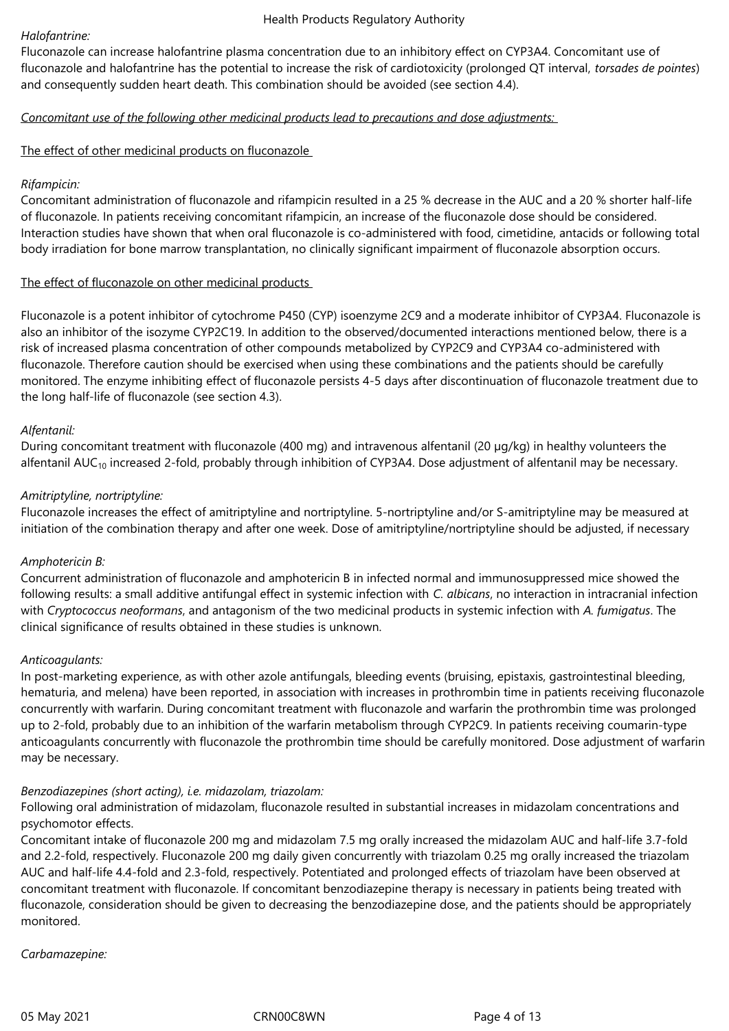*Halofantrine:*
Fluconazole can increase halofantrine plasma concentration due to an inhibitory effect on CYP3A4. Concomitant use of fluconazole and halofantrine has the potential to increase the risk of cardiotoxicity (prolonged QT interval, *torsades de pointes*) and consequently sudden heart death. This combination should be avoided (see section 4.4).

<u>*Concomitant use of the following other medicinal products lead to precautions and dose adjustments:*</u>

<u>The effect of other medicinal products on fluconazole</u>

*Rifampicin:*
Concomitant administration of fluconazole and rifampicin resulted in a 25 % decrease in the AUC and a 20 % shorter half-life of fluconazole. In patients receiving concomitant rifampicin, an increase of the fluconazole dose should be considered. Interaction studies have shown that when oral fluconazole is co-administered with food, cimetidine, antacids or following total body irradiation for bone marrow transplantation, no clinically significant impairment of fluconazole absorption occurs.

<u>The effect of fluconazole on other medicinal products</u>

Fluconazole is a potent inhibitor of cytochrome P450 (CYP) isoenzyme 2C9 and a moderate inhibitor of CYP3A4. Fluconazole is also an inhibitor of the isozyme CYP2C19. In addition to the observed/documented interactions mentioned below, there is a risk of increased plasma concentration of other compounds metabolized by CYP2C9 and CYP3A4 co-administered with fluconazole. Therefore caution should be exercised when using these combinations and the patients should be carefully monitored. The enzyme inhibiting effect of fluconazole persists 4-5 days after discontinuation of fluconazole treatment due to the long half-life of fluconazole (see section 4.3).

*Alfentanil:*
During concomitant treatment with fluconazole (400 mg) and intravenous alfentanil (20 µg/kg) in healthy volunteers the alfentanil $AUC_{10}$ increased 2-fold, probably through inhibition of CYP3A4. Dose adjustment of alfentanil may be necessary.

*Amitriptyline, nortriptyline:*
Fluconazole increases the effect of amitriptyline and nortriptyline. 5-nortriptyline and/or S-amitriptyline may be measured at initiation of the combination therapy and after one week. Dose of amitriptyline/nortriptyline should be adjusted, if necessary

*Amphotericin B:*
Concurrent administration of fluconazole and amphotericin B in infected normal and immunosuppressed mice showed the following results: a small additive antifungal effect in systemic infection with *C. albicans*, no interaction in intracranial infection with *Cryptococcus neoformans*, and antagonism of the two medicinal products in systemic infection with *A. fumigatus*. The clinical significance of results obtained in these studies is unknown.

*Anticoagulants:*
In post-marketing experience, as with other azole antifungals, bleeding events (bruising, epistaxis, gastrointestinal bleeding, hematuria, and melena) have been reported, in association with increases in prothrombin time in patients receiving fluconazole concurrently with warfarin. During concomitant treatment with fluconazole and warfarin the prothrombin time was prolonged up to 2-fold, probably due to an inhibition of the warfarin metabolism through CYP2C9. In patients receiving coumarin-type anticoagulants concurrently with fluconazole the prothrombin time should be carefully monitored. Dose adjustment of warfarin may be necessary.

*Benzodiazepines (short acting), i.e. midazolam, triazolam:*
Following oral administration of midazolam, fluconazole resulted in substantial increases in midazolam concentrations and psychomotor effects.
Concomitant intake of fluconazole 200 mg and midazolam 7.5 mg orally increased the midazolam AUC and half-life 3.7-fold and 2.2-fold, respectively. Fluconazole 200 mg daily given concurrently with triazolam 0.25 mg orally increased the triazolam AUC and half-life 4.4-fold and 2.3-fold, respectively. Potentiated and prolonged effects of triazolam have been observed at concomitant treatment with fluconazole. If concomitant benzodiazepine therapy is necessary in patients being treated with fluconazole, consideration should be given to decreasing the benzodiazepine dose, and the patients should be appropriately monitored.

*Carbamazepine:*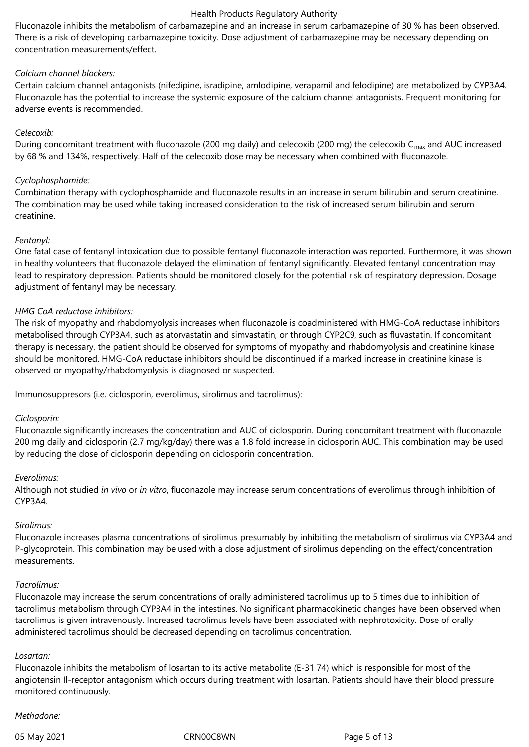Fluconazole inhibits the metabolism of carbamazepine and an increase in serum carbamazepine of 30 % has been observed. There is a risk of developing carbamazepine toxicity. Dose adjustment of carbamazepine may be necessary depending on concentration measurements/effect.

*Calcium channel blockers:*

Certain calcium channel antagonists (nifedipine, isradipine, amlodipine, verapamil and felodipine) are metabolized by CYP3A4. Fluconazole has the potential to increase the systemic exposure of the calcium channel antagonists. Frequent monitoring for adverse events is recommended.

*Celecoxib:*

During concomitant treatment with fluconazole (200 mg daily) and celecoxib (200 mg) the celecoxib $C_{max}$ and AUC increased by 68 % and 134%, respectively. Half of the celecoxib dose may be necessary when combined with fluconazole.

*Cyclophosphamide:*

Combination therapy with cyclophosphamide and fluconazole results in an increase in serum bilirubin and serum creatinine. The combination may be used while taking increased consideration to the risk of increased serum bilirubin and serum creatinine.

*Fentanyl:*

One fatal case of fentanyl intoxication due to possible fentanyl fluconazole interaction was reported. Furthermore, it was shown in healthy volunteers that fluconazole delayed the elimination of fentanyl significantly. Elevated fentanyl concentration may lead to respiratory depression. Patients should be monitored closely for the potential risk of respiratory depression. Dosage adjustment of fentanyl may be necessary.

*HMG CoA reductase inhibitors:*

The risk of myopathy and rhabdomyolysis increases when fluconazole is coadministered with HMG-CoA reductase inhibitors metabolised through CYP3A4, such as atorvastatin and simvastatin, or through CYP2C9, such as fluvastatin. If concomitant therapy is necessary, the patient should be observed for symptoms of myopathy and rhabdomyolysis and creatinine kinase should be monitored. HMG-CoA reductase inhibitors should be discontinued if a marked increase in creatinine kinase is observed or myopathy/rhabdomyolysis is diagnosed or suspected.

Immunosuppresors (i.e. ciclosporin, everolimus, sirolimus and tacrolimus):

*Ciclosporin:*

Fluconazole significantly increases the concentration and AUC of ciclosporin. During concomitant treatment with fluconazole 200 mg daily and ciclosporin (2.7 mg/kg/day) there was a 1.8 fold increase in ciclosporin AUC. This combination may be used by reducing the dose of ciclosporin depending on ciclosporin concentration.

*Everolimus:*

Although not studied *in vivo* or *in vitro*, fluconazole may increase serum concentrations of everolimus through inhibition of CYP3A4.

*Sirolimus:*

Fluconazole increases plasma concentrations of sirolimus presumably by inhibiting the metabolism of sirolimus via CYP3A4 and P-glycoprotein. This combination may be used with a dose adjustment of sirolimus depending on the effect/concentration measurements.

*Tacrolimus:*

Fluconazole may increase the serum concentrations of orally administered tacrolimus up to 5 times due to inhibition of tacrolimus metabolism through CYP3A4 in the intestines. No significant pharmacokinetic changes have been observed when tacrolimus is given intravenously. Increased tacrolimus levels have been associated with nephrotoxicity. Dose of orally administered tacrolimus should be decreased depending on tacrolimus concentration.

*Losartan:*

Fluconazole inhibits the metabolism of losartan to its active metabolite (E-31 74) which is responsible for most of the angiotensin Il-receptor antagonism which occurs during treatment with losartan. Patients should have their blood pressure monitored continuously.

*Methadone:*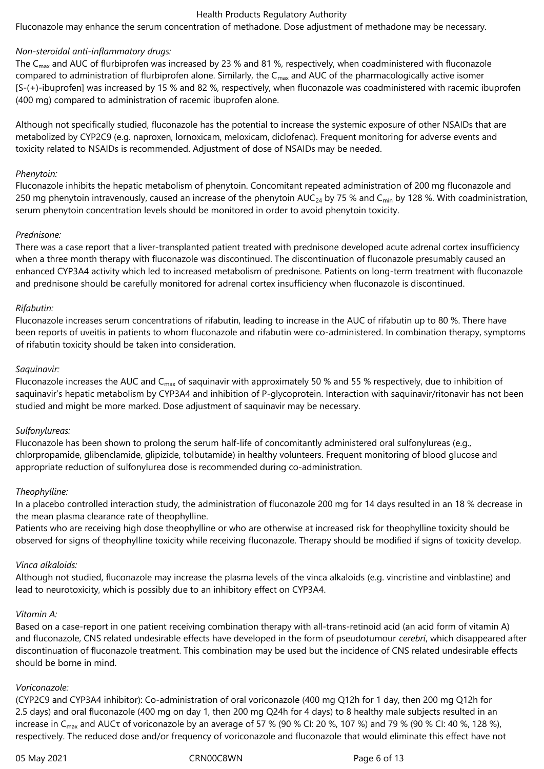Fluconazole may enhance the serum concentration of methadone. Dose adjustment of methadone may be necessary.

*Non-steroidal anti-inflammatory drugs:*

The $C_{max}$ and AUC of flurbiprofen was increased by 23 % and 81 %, respectively, when coadministered with fluconazole compared to administration of flurbiprofen alone. Similarly, the $C_{max}$ and AUC of the pharmacologically active isomer [S-(+)-ibuprofen] was increased by 15 % and 82 %, respectively, when fluconazole was coadministered with racemic ibuprofen (400 mg) compared to administration of racemic ibuprofen alone.

Although not specifically studied, fluconazole has the potential to increase the systemic exposure of other NSAIDs that are metabolized by CYP2C9 (e.g. naproxen, lornoxicam, meloxicam, diclofenac). Frequent monitoring for adverse events and toxicity related to NSAIDs is recommended. Adjustment of dose of NSAIDs may be needed.

*Phenytoin:*

Fluconazole inhibits the hepatic metabolism of phenytoin. Concomitant repeated administration of 200 mg fluconazole and 250 mg phenytoin intravenously, caused an increase of the phenytoin $AUC_{24}$ by 75 % and $C_{min}$ by 128 %. With coadministration, serum phenytoin concentration levels should be monitored in order to avoid phenytoin toxicity.

*Prednisone:*

There was a case report that a liver-transplanted patient treated with prednisone developed acute adrenal cortex insufficiency when a three month therapy with fluconazole was discontinued. The discontinuation of fluconazole presumably caused an enhanced CYP3A4 activity which led to increased metabolism of prednisone. Patients on long-term treatment with fluconazole and prednisone should be carefully monitored for adrenal cortex insufficiency when fluconazole is discontinued.

*Rifabutin:*

Fluconazole increases serum concentrations of rifabutin, leading to increase in the AUC of rifabutin up to 80 %. There have been reports of uveitis in patients to whom fluconazole and rifabutin were co-administered. In combination therapy, symptoms of rifabutin toxicity should be taken into consideration.

*Saquinavir:*

Fluconazole increases the AUC and $C_{max}$ of saquinavir with approximately 50 % and 55 % respectively, due to inhibition of saquinavir's hepatic metabolism by CYP3A4 and inhibition of P-glycoprotein. Interaction with saquinavir/ritonavir has not been studied and might be more marked. Dose adjustment of saquinavir may be necessary.

*Sulfonylureas:*

Fluconazole has been shown to prolong the serum half-life of concomitantly administered oral sulfonylureas (e.g., chlorpropamide, glibenclamide, glipizide, tolbutamide) in healthy volunteers. Frequent monitoring of blood glucose and appropriate reduction of sulfonylurea dose is recommended during co-administration.

*Theophylline:*

In a placebo controlled interaction study, the administration of fluconazole 200 mg for 14 days resulted in an 18 % decrease in the mean plasma clearance rate of theophylline.
Patients who are receiving high dose theophylline or who are otherwise at increased risk for theophylline toxicity should be observed for signs of theophylline toxicity while receiving fluconazole. Therapy should be modified if signs of toxicity develop.

*Vinca alkaloids:*

Although not studied, fluconazole may increase the plasma levels of the vinca alkaloids (e.g. vincristine and vinblastine) and lead to neurotoxicity, which is possibly due to an inhibitory effect on CYP3A4.

*Vitamin A:*

Based on a case-report in one patient receiving combination therapy with all-trans-retinoid acid (an acid form of vitamin A) and fluconazole, CNS related undesirable effects have developed in the form of pseudotumour *cerebri*, which disappeared after discontinuation of fluconazole treatment. This combination may be used but the incidence of CNS related undesirable effects should be borne in mind.

*Voriconazole:*

(CYP2C9 and CYP3A4 inhibitor): Co-administration of oral voriconazole (400 mg Q12h for 1 day, then 200 mg Q12h for 2.5 days) and oral fluconazole (400 mg on day 1, then 200 mg Q24h for 4 days) to 8 healthy male subjects resulted in an increase in $C_{max}$ and $AUC\tau$ of voriconazole by an average of 57 % (90 % CI: 20 %, 107 %) and 79 % (90 % CI: 40 %, 128 %), respectively. The reduced dose and/or frequency of voriconazole and fluconazole that would eliminate this effect have not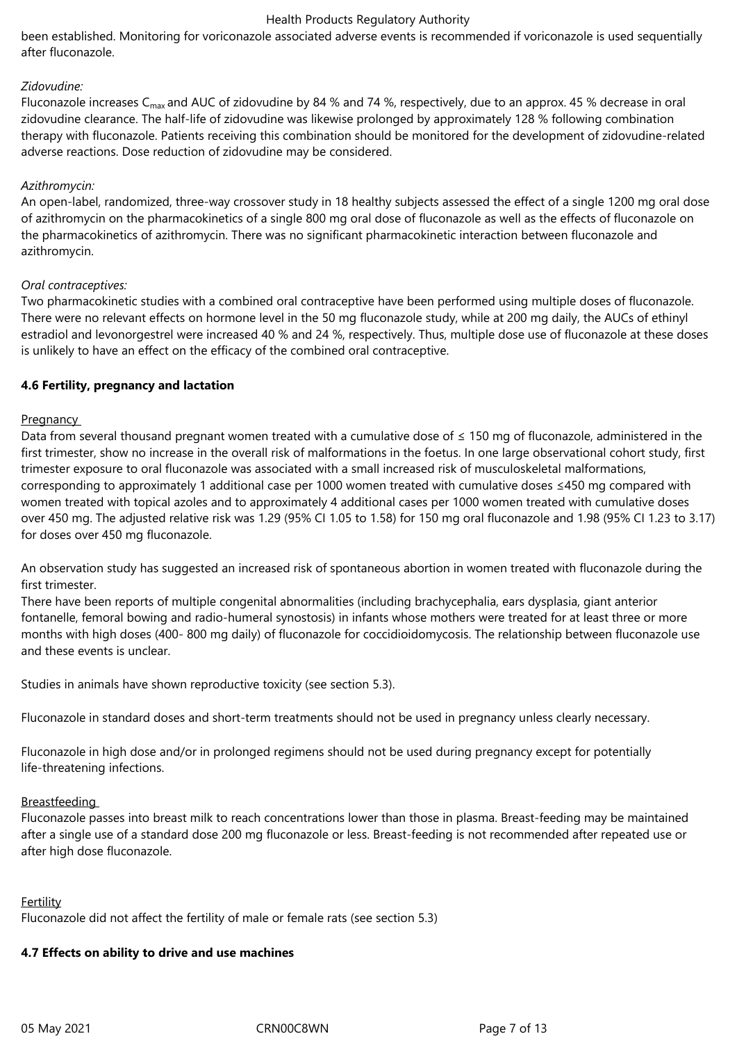been established. Monitoring for voriconazole associated adverse events is recommended if voriconazole is used sequentially after fluconazole.

*Zidovudine:*

Fluconazole increases $C_{max}$ and AUC of zidovudine by 84 % and 74 %, respectively, due to an approx. 45 % decrease in oral zidovudine clearance. The half-life of zidovudine was likewise prolonged by approximately 128 % following combination therapy with fluconazole. Patients receiving this combination should be monitored for the development of zidovudine-related adverse reactions. Dose reduction of zidovudine may be considered.

*Azithromycin:*

An open-label, randomized, three-way crossover study in 18 healthy subjects assessed the effect of a single 1200 mg oral dose of azithromycin on the pharmacokinetics of a single 800 mg oral dose of fluconazole as well as the effects of fluconazole on the pharmacokinetics of azithromycin. There was no significant pharmacokinetic interaction between fluconazole and azithromycin.

*Oral contraceptives:*

Two pharmacokinetic studies with a combined oral contraceptive have been performed using multiple doses of fluconazole. There were no relevant effects on hormone level in the 50 mg fluconazole study, while at 200 mg daily, the AUCs of ethinyl estradiol and levonorgestrel were increased 40 % and 24 %, respectively. Thus, multiple dose use of fluconazole at these doses is unlikely to have an effect on the efficacy of the combined oral contraceptive.

**4.6 Fertility, pregnancy and lactation**

Pregnancy

Data from several thousand pregnant women treated with a cumulative dose of ≤ 150 mg of fluconazole, administered in the first trimester, show no increase in the overall risk of malformations in the foetus. In one large observational cohort study, first trimester exposure to oral fluconazole was associated with a small increased risk of musculoskeletal malformations, corresponding to approximately 1 additional case per 1000 women treated with cumulative doses ≤450 mg compared with women treated with topical azoles and to approximately 4 additional cases per 1000 women treated with cumulative doses over 450 mg. The adjusted relative risk was 1.29 (95% CI 1.05 to 1.58) for 150 mg oral fluconazole and 1.98 (95% CI 1.23 to 3.17) for doses over 450 mg fluconazole.

An observation study has suggested an increased risk of spontaneous abortion in women treated with fluconazole during the first trimester.

There have been reports of multiple congenital abnormalities (including brachycephalia, ears dysplasia, giant anterior fontanelle, femoral bowing and radio-humeral synostosis) in infants whose mothers were treated for at least three or more months with high doses (400- 800 mg daily) of fluconazole for coccidioidomycosis. The relationship between fluconazole use and these events is unclear.

Studies in animals have shown reproductive toxicity (see section 5.3).

Fluconazole in standard doses and short-term treatments should not be used in pregnancy unless clearly necessary.

Fluconazole in high dose and/or in prolonged regimens should not be used during pregnancy except for potentially life-threatening infections.

Breastfeeding

Fluconazole passes into breast milk to reach concentrations lower than those in plasma. Breast-feeding may be maintained after a single use of a standard dose 200 mg fluconazole or less. Breast-feeding is not recommended after repeated use or after high dose fluconazole.

Fertility

Fluconazole did not affect the fertility of male or female rats (see section 5.3)

**4.7 Effects on ability to drive and use machines**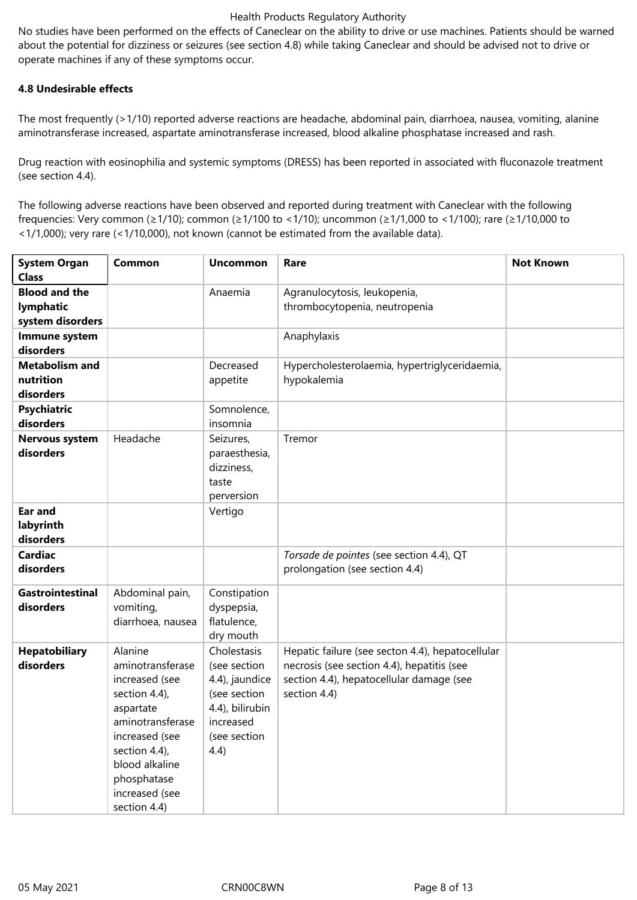No studies have been performed on the effects of Caneclear on the ability to drive or use machines. Patients should be warned about the potential for dizziness or seizures (see section 4.8) while taking Caneclear and should be advised not to drive or operate machines if any of these symptoms occur.

**4.8 Undesirable effects**

The most frequently (>1/10) reported adverse reactions are headache, abdominal pain, diarrhoea, nausea, vomiting, alanine aminotransferase increased, aspartate aminotransferase increased, blood alkaline phosphatase increased and rash.

Drug reaction with eosinophilia and systemic symptoms (DRESS) has been reported in associated with fluconazole treatment (see section 4.4).

The following adverse reactions have been observed and reported during treatment with Caneclear with the following frequencies: Very common (≥1/10); common (≥1/100 to <1/10); uncommon (≥1/1,000 to <1/100); rare (≥1/10,000 to <1/1,000); very rare (<1/10,000), not known (cannot be estimated from the available data).

| System Organ Class | Common | Uncommon | Rare | Not Known |
|---|---|---|---|---|
| **Blood and the lymphatic system disorders** | | Anaemia | Agranulocytosis, leukopenia, thrombocytopenia, neutropenia | |
| **Immune system disorders** | | | Anaphylaxis | |
| **Metabolism and nutrition disorders** | | Decreased appetite | Hypercholesterolaemia, hypertriglyceridaemia, hypokalemia | |
| **Psychiatric disorders** | | Somnolence, insomnia | | |
| **Nervous system disorders** | Headache | Seizures, paraesthesia, dizziness, taste perversion | Tremor | |
| **Ear and labyrinth disorders** | | Vertigo | | |
| **Cardiac disorders** | | | *Torsade de pointes* (see section 4.4), QT prolongation (see section 4.4) | |
| **Gastrointestinal disorders** | Abdominal pain, vomiting, diarrhoea, nausea | Constipation dyspepsia, flatulence, dry mouth | | |
| **Hepatobiliary disorders** | Alanine aminotransferase increased (see section 4.4), aspartate aminotransferase increased (see section 4.4), blood alkaline phosphatase increased (see section 4.4) | Cholestasis (see section 4.4), jaundice (see section 4.4), bilirubin increased (see section 4.4) | Hepatic failure (see secton 4.4), hepatocellular necrosis (see section 4.4), hepatitis (see section 4.4), hepatocellular damage (see section 4.4) | |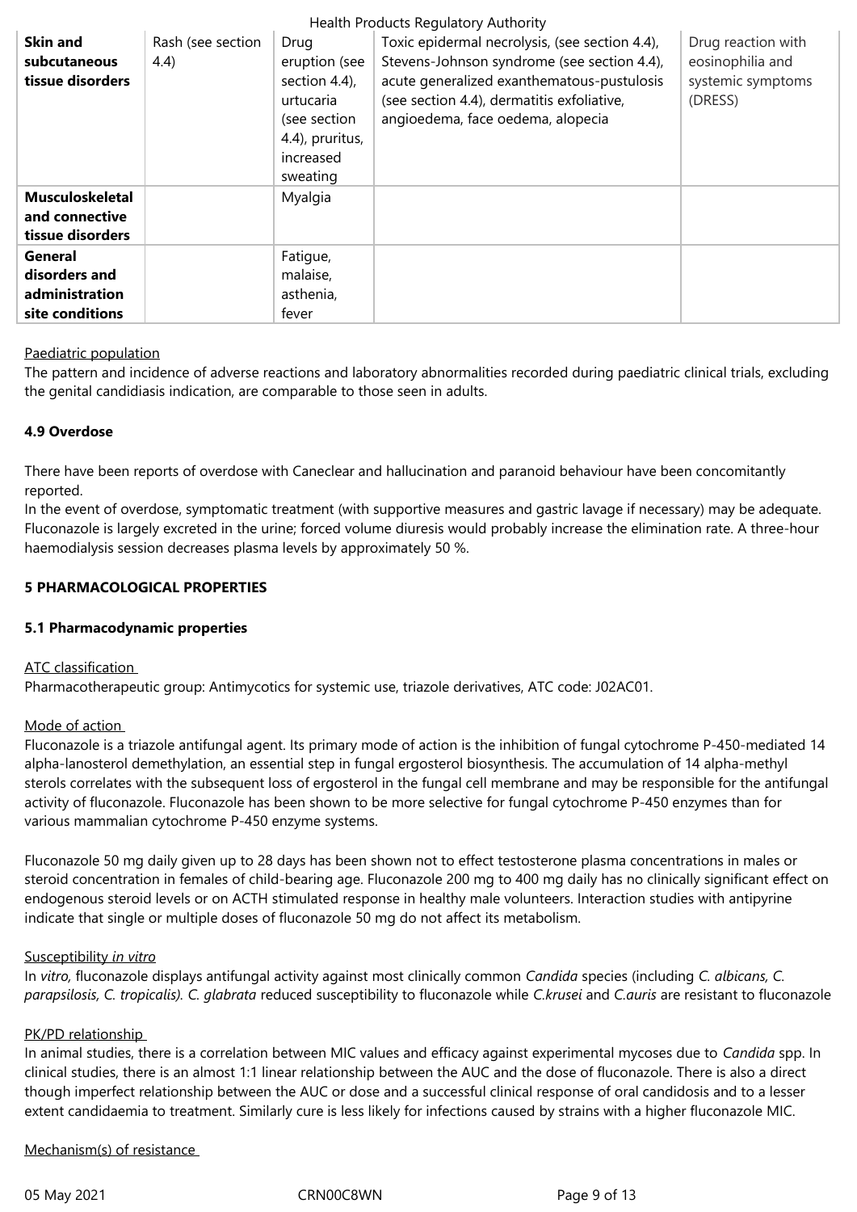| **Skin and subcutaneous tissue disorders** | Rash (see section 4.4) | Drug eruption (see section 4.4), urtucaria (see section 4.4), pruritus, increased sweating | Toxic epidermal necrolysis, (see section 4.4), Stevens-Johnson syndrome (see section 4.4), acute generalized exanthematous-pustulosis (see section 4.4), dermatitis exfoliative, angioedema, face oedema, alopecia | Drug reaction with eosinophilia and systemic symptoms (DRESS) |
|---|---|---|---|---|
| **Musculoskeletal and connective tissue disorders** | | Myalgia | | |
| **General disorders and administration site conditions** | | Fatigue, malaise, asthenia, fever | | |

Paediatric population

The pattern and incidence of adverse reactions and laboratory abnormalities recorded during paediatric clinical trials, excluding the genital candidiasis indication, are comparable to those seen in adults.

**4.9 Overdose**

There have been reports of overdose with Caneclear and hallucination and paranoid behaviour have been concomitantly reported.

In the event of overdose, symptomatic treatment (with supportive measures and gastric lavage if necessary) may be adequate. Fluconazole is largely excreted in the urine; forced volume diuresis would probably increase the elimination rate. A three-hour haemodialysis session decreases plasma levels by approximately 50 %.

**5 PHARMACOLOGICAL PROPERTIES**

**5.1 Pharmacodynamic properties**

ATC classification

Pharmacotherapeutic group: Antimycotics for systemic use, triazole derivatives, ATC code: J02AC01.

Mode of action

Fluconazole is a triazole antifungal agent. Its primary mode of action is the inhibition of fungal cytochrome P-450-mediated 14 alpha-lanosterol demethylation, an essential step in fungal ergosterol biosynthesis. The accumulation of 14 alpha-methyl sterols correlates with the subsequent loss of ergosterol in the fungal cell membrane and may be responsible for the antifungal activity of fluconazole. Fluconazole has been shown to be more selective for fungal cytochrome P-450 enzymes than for various mammalian cytochrome P-450 enzyme systems.

Fluconazole 50 mg daily given up to 28 days has been shown not to effect testosterone plasma concentrations in males or steroid concentration in females of child-bearing age. Fluconazole 200 mg to 400 mg daily has no clinically significant effect on endogenous steroid levels or on ACTH stimulated response in healthy male volunteers. Interaction studies with antipyrine indicate that single or multiple doses of fluconazole 50 mg do not affect its metabolism.

Susceptibility *in vitro*

In *vitro,* fluconazole displays antifungal activity against most clinically common *Candida* species (including *C. albicans, C. parapsilosis, C. tropicalis). C. glabrata* reduced susceptibility to fluconazole while *C.krusei* and *C.auris* are resistant to fluconazole

PK/PD relationship

In animal studies, there is a correlation between MIC values and efficacy against experimental mycoses due to *Candida* spp. In clinical studies, there is an almost 1:1 linear relationship between the AUC and the dose of fluconazole. There is also a direct though imperfect relationship between the AUC or dose and a successful clinical response of oral candidosis and to a lesser extent candidaemia to treatment. Similarly cure is less likely for infections caused by strains with a higher fluconazole MIC.

Mechanism(s) of resistance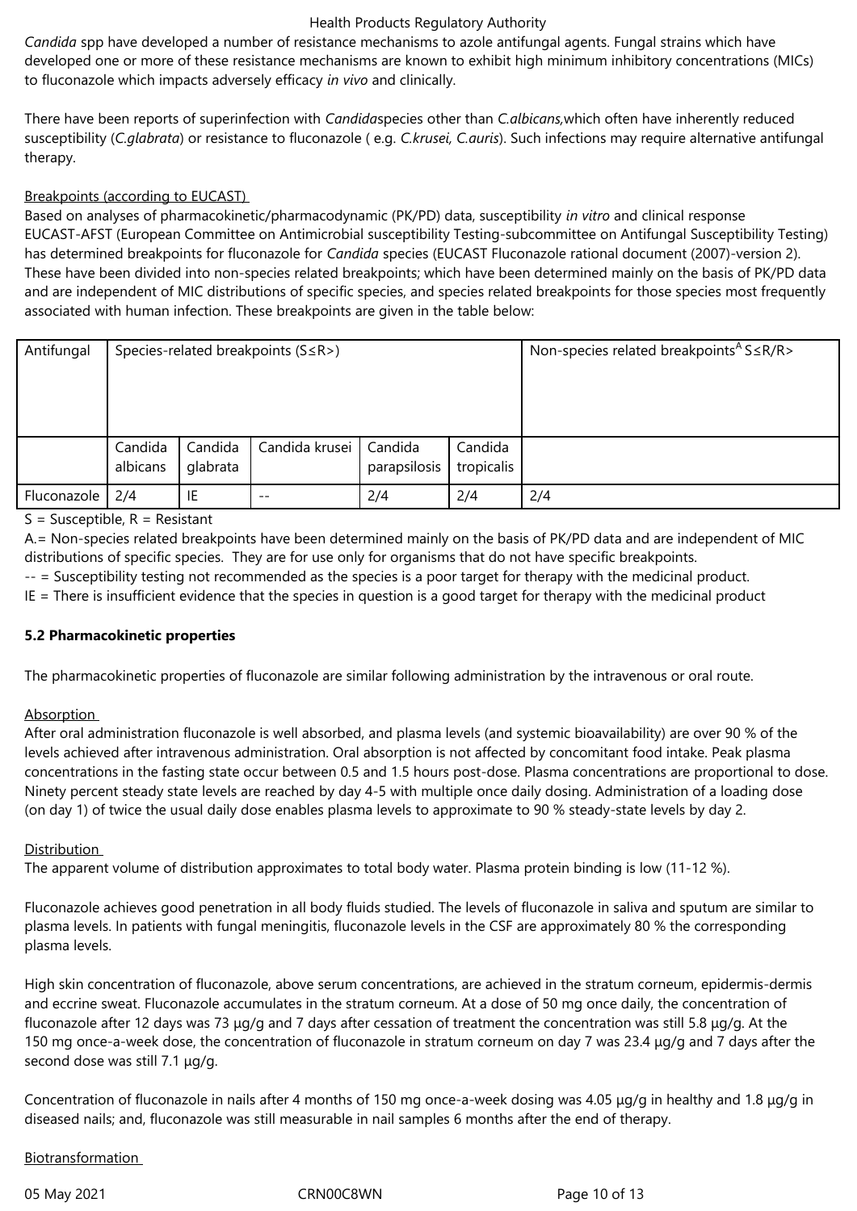*Candida* spp have developed a number of resistance mechanisms to azole antifungal agents. Fungal strains which have developed one or more of these resistance mechanisms are known to exhibit high minimum inhibitory concentrations (MICs) to fluconazole which impacts adversely efficacy *in vivo* and clinically.

There have been reports of superinfection with *Candida*species other than *C.albicans,*which often have inherently reduced susceptibility (*C.glabrata*) or resistance to fluconazole ( e.g. *C.krusei, C.auris*). Such infections may require alternative antifungal therapy.

Breakpoints (according to EUCAST)

Based on analyses of pharmacokinetic/pharmacodynamic (PK/PD) data, susceptibility *in vitro* and clinical response EUCAST-AFST (European Committee on Antimicrobial susceptibility Testing-subcommittee on Antifungal Susceptibility Testing) has determined breakpoints for fluconazole for *Candida* species (EUCAST Fluconazole rational document (2007)-version 2). These have been divided into non-species related breakpoints; which have been determined mainly on the basis of PK/PD data and are independent of MIC distributions of specific species, and species related breakpoints for those species most frequently associated with human infection. These breakpoints are given in the table below:

| Antifungal | Species-related breakpoints (S≤R>) | | | | | Non-species related breakpoints[A] S≤R/R> |
|---|---|---|---|---|---|---|
| | Candida albicans | Candida glabrata | Candida krusei | Candida parapsilosis | Candida tropicalis | |
| Fluconazole | 2/4 | IE | -- | 2/4 | 2/4 | 2/4 |

S = Susceptible, R = Resistant

A.= Non-species related breakpoints have been determined mainly on the basis of PK/PD data and are independent of MIC distributions of specific species. They are for use only for organisms that do not have specific breakpoints.

-- = Susceptibility testing not recommended as the species is a poor target for therapy with the medicinal product.

IE = There is insufficient evidence that the species in question is a good target for therapy with the medicinal product

**5.2 Pharmacokinetic properties**

The pharmacokinetic properties of fluconazole are similar following administration by the intravenous or oral route.

Absorption

After oral administration fluconazole is well absorbed, and plasma levels (and systemic bioavailability) are over 90 % of the levels achieved after intravenous administration. Oral absorption is not affected by concomitant food intake. Peak plasma concentrations in the fasting state occur between 0.5 and 1.5 hours post-dose. Plasma concentrations are proportional to dose. Ninety percent steady state levels are reached by day 4-5 with multiple once daily dosing. Administration of a loading dose (on day 1) of twice the usual daily dose enables plasma levels to approximate to 90 % steady-state levels by day 2.

Distribution

The apparent volume of distribution approximates to total body water. Plasma protein binding is low (11-12 %).

Fluconazole achieves good penetration in all body fluids studied. The levels of fluconazole in saliva and sputum are similar to plasma levels. In patients with fungal meningitis, fluconazole levels in the CSF are approximately 80 % the corresponding plasma levels.

High skin concentration of fluconazole, above serum concentrations, are achieved in the stratum corneum, epidermis-dermis and eccrine sweat. Fluconazole accumulates in the stratum corneum. At a dose of 50 mg once daily, the concentration of fluconazole after 12 days was 73 µg/g and 7 days after cessation of treatment the concentration was still 5.8 µg/g. At the 150 mg once-a-week dose, the concentration of fluconazole in stratum corneum on day 7 was 23.4 µg/g and 7 days after the second dose was still 7.1 µg/g.

Concentration of fluconazole in nails after 4 months of 150 mg once-a-week dosing was 4.05 µg/g in healthy and 1.8 µg/g in diseased nails; and, fluconazole was still measurable in nail samples 6 months after the end of therapy.

Biotransformation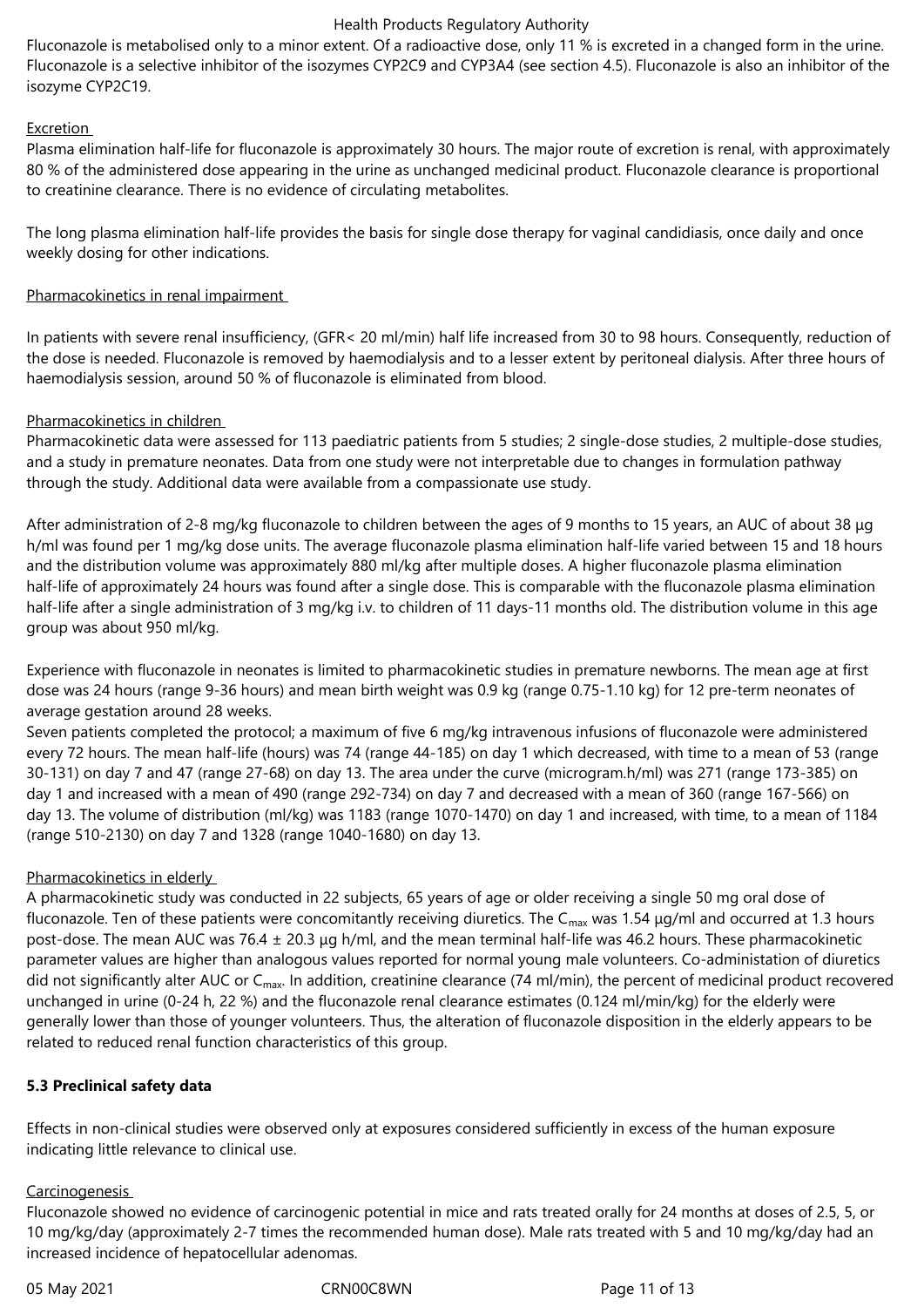Fluconazole is metabolised only to a minor extent. Of a radioactive dose, only 11 % is excreted in a changed form in the urine. Fluconazole is a selective inhibitor of the isozymes CYP2C9 and CYP3A4 (see section 4.5). Fluconazole is also an inhibitor of the isozyme CYP2C19.

Excretion

Plasma elimination half-life for fluconazole is approximately 30 hours. The major route of excretion is renal, with approximately 80 % of the administered dose appearing in the urine as unchanged medicinal product. Fluconazole clearance is proportional to creatinine clearance. There is no evidence of circulating metabolites.

The long plasma elimination half-life provides the basis for single dose therapy for vaginal candidiasis, once daily and once weekly dosing for other indications.

Pharmacokinetics in renal impairment

In patients with severe renal insufficiency, (GFR< 20 ml/min) half life increased from 30 to 98 hours. Consequently, reduction of the dose is needed. Fluconazole is removed by haemodialysis and to a lesser extent by peritoneal dialysis. After three hours of haemodialysis session, around 50 % of fluconazole is eliminated from blood.

Pharmacokinetics in children

Pharmacokinetic data were assessed for 113 paediatric patients from 5 studies; 2 single-dose studies, 2 multiple-dose studies, and a study in premature neonates. Data from one study were not interpretable due to changes in formulation pathway through the study. Additional data were available from a compassionate use study.

After administration of 2-8 mg/kg fluconazole to children between the ages of 9 months to 15 years, an AUC of about 38 µg h/ml was found per 1 mg/kg dose units. The average fluconazole plasma elimination half-life varied between 15 and 18 hours and the distribution volume was approximately 880 ml/kg after multiple doses. A higher fluconazole plasma elimination half-life of approximately 24 hours was found after a single dose. This is comparable with the fluconazole plasma elimination half-life after a single administration of 3 mg/kg i.v. to children of 11 days-11 months old. The distribution volume in this age group was about 950 ml/kg.

Experience with fluconazole in neonates is limited to pharmacokinetic studies in premature newborns. The mean age at first dose was 24 hours (range 9-36 hours) and mean birth weight was 0.9 kg (range 0.75-1.10 kg) for 12 pre-term neonates of average gestation around 28 weeks.
Seven patients completed the protocol; a maximum of five 6 mg/kg intravenous infusions of fluconazole were administered every 72 hours. The mean half-life (hours) was 74 (range 44-185) on day 1 which decreased, with time to a mean of 53 (range 30-131) on day 7 and 47 (range 27-68) on day 13. The area under the curve (microgram.h/ml) was 271 (range 173-385) on day 1 and increased with a mean of 490 (range 292-734) on day 7 and decreased with a mean of 360 (range 167-566) on day 13. The volume of distribution (ml/kg) was 1183 (range 1070-1470) on day 1 and increased, with time, to a mean of 1184 (range 510-2130) on day 7 and 1328 (range 1040-1680) on day 13.

Pharmacokinetics in elderly

A pharmacokinetic study was conducted in 22 subjects, 65 years of age or older receiving a single 50 mg oral dose of fluconazole. Ten of these patients were concomitantly receiving diuretics. The $C_{max}$ was 1.54 µg/ml and occurred at 1.3 hours post-dose. The mean AUC was 76.4 ± 20.3 µg h/ml, and the mean terminal half-life was 46.2 hours. These pharmacokinetic parameter values are higher than analogous values reported for normal young male volunteers. Co-administration of diuretics did not significantly alter AUC or $C_{max}$. In addition, creatinine clearance (74 ml/min), the percent of medicinal product recovered unchanged in urine (0-24 h, 22 %) and the fluconazole renal clearance estimates (0.124 ml/min/kg) for the elderly were generally lower than those of younger volunteers. Thus, the alteration of fluconazole disposition in the elderly appears to be related to reduced renal function characteristics of this group.

**5.3 Preclinical safety data**

Effects in non-clinical studies were observed only at exposures considered sufficiently in excess of the human exposure indicating little relevance to clinical use.

Carcinogenesis

Fluconazole showed no evidence of carcinogenic potential in mice and rats treated orally for 24 months at doses of 2.5, 5, or 10 mg/kg/day (approximately 2-7 times the recommended human dose). Male rats treated with 5 and 10 mg/kg/day had an increased incidence of hepatocellular adenomas.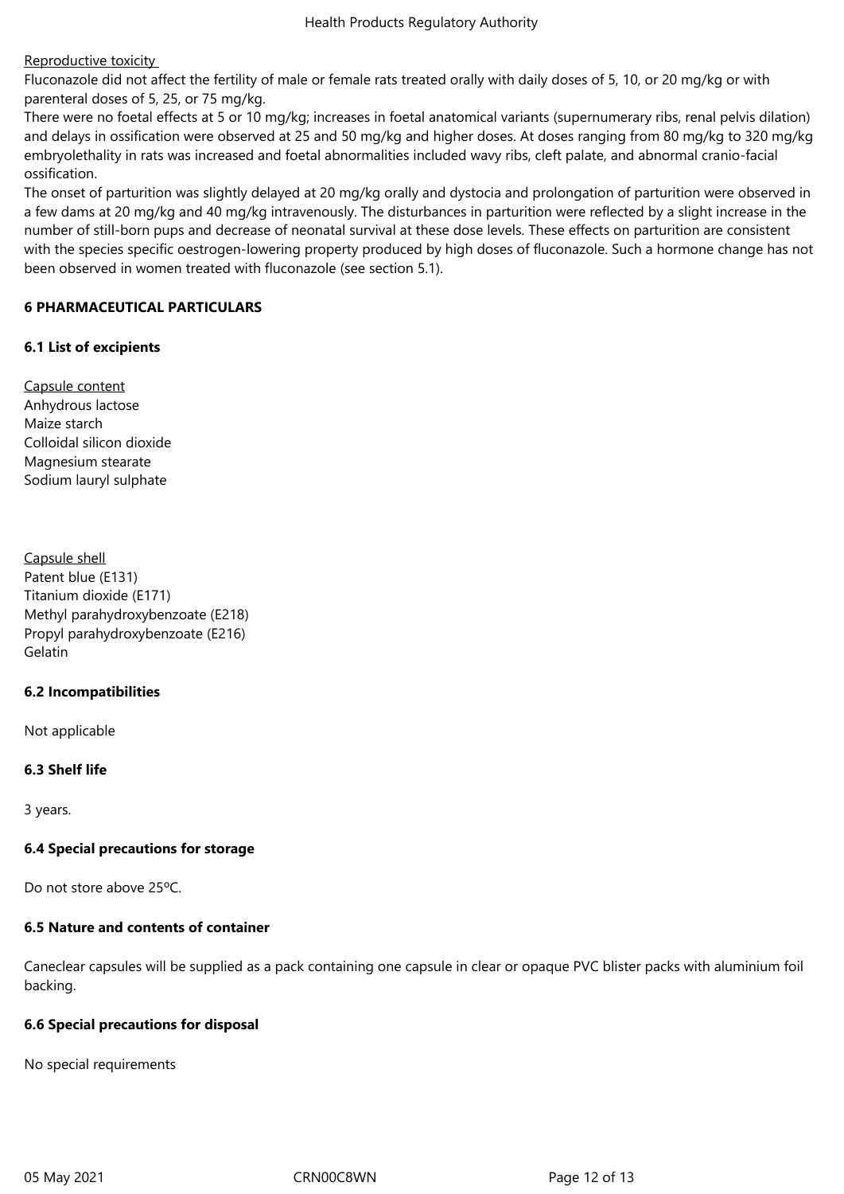Reproductive toxicity

Fluconazole did not affect the fertility of male or female rats treated orally with daily doses of 5, 10, or 20 mg/kg or with parenteral doses of 5, 25, or 75 mg/kg.

There were no foetal effects at 5 or 10 mg/kg; increases in foetal anatomical variants (supernumerary ribs, renal pelvis dilation) and delays in ossification were observed at 25 and 50 mg/kg and higher doses. At doses ranging from 80 mg/kg to 320 mg/kg embryolethality in rats was increased and foetal abnormalities included wavy ribs, cleft palate, and abnormal cranio-facial ossification.

The onset of parturition was slightly delayed at 20 mg/kg orally and dystocia and prolongation of parturition were observed in a few dams at 20 mg/kg and 40 mg/kg intravenously. The disturbances in parturition were reflected by a slight increase in the number of still-born pups and decrease of neonatal survival at these dose levels. These effects on parturition are consistent with the species specific oestrogen-lowering property produced by high doses of fluconazole. Such a hormone change has not been observed in women treated with fluconazole (see section 5.1).

## 6 PHARMACEUTICAL PARTICULARS

### 6.1 List of excipients

Capsule content

Anhydrous lactose
Maize starch
Colloidal silicon dioxide
Magnesium stearate
Sodium lauryl sulphate

Capsule shell

Patent blue (E131)
Titanium dioxide (E171)
Methyl parahydroxybenzoate (E218)
Propyl parahydroxybenzoate (E216)
Gelatin

### 6.2 Incompatibilities

Not applicable

### 6.3 Shelf life

3 years.

### 6.4 Special precautions for storage

Do not store above 25ºC.

### 6.5 Nature and contents of container

Caneclear capsules will be supplied as a pack containing one capsule in clear or opaque PVC blister packs with aluminium foil backing.

### 6.6 Special precautions for disposal

No special requirements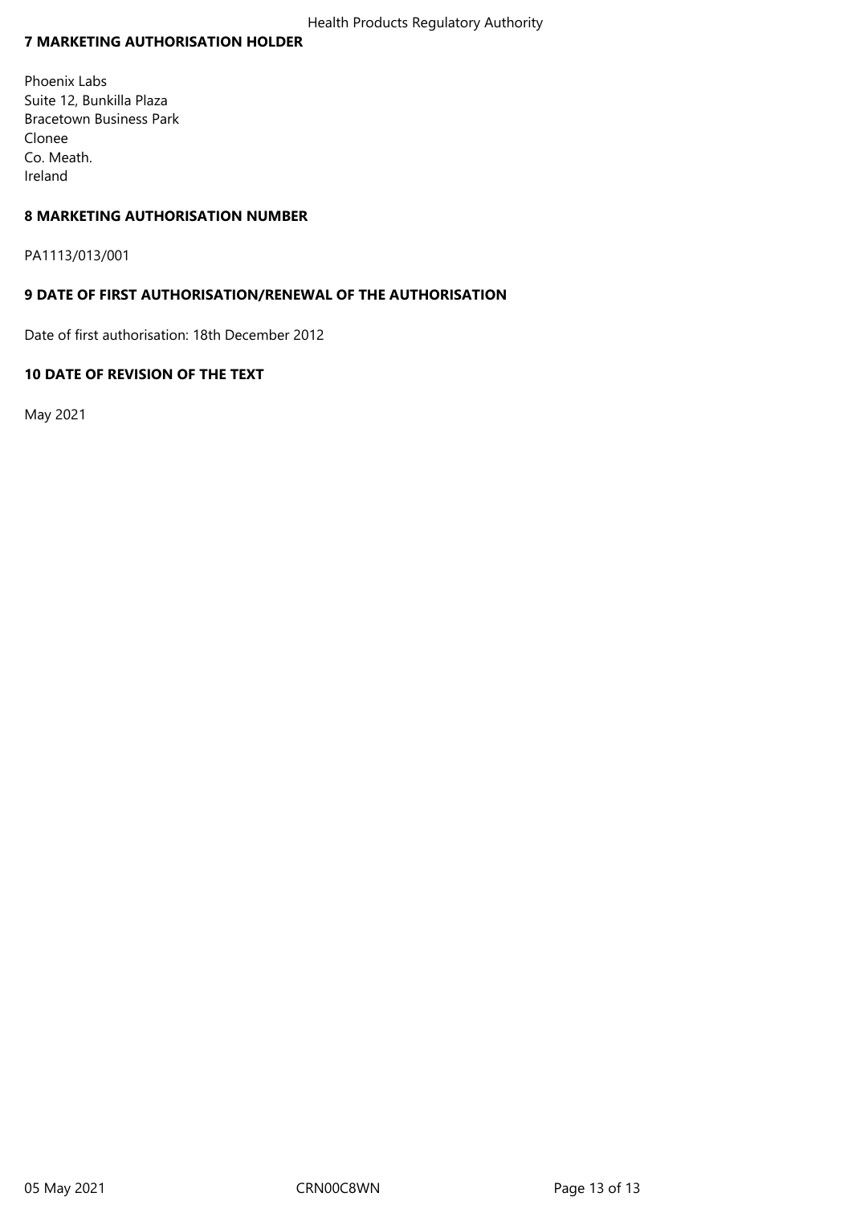## 7 MARKETING AUTHORISATION HOLDER

Phoenix Labs
Suite 12, Bunkilla Plaza
Bracetown Business Park
Clonee
Co. Meath.
Ireland

## 8 MARKETING AUTHORISATION NUMBER

PA1113/013/001

## 9 DATE OF FIRST AUTHORISATION/RENEWAL OF THE AUTHORISATION

Date of first authorisation: 18th December 2012

## 10 DATE OF REVISION OF THE TEXT

May 2021